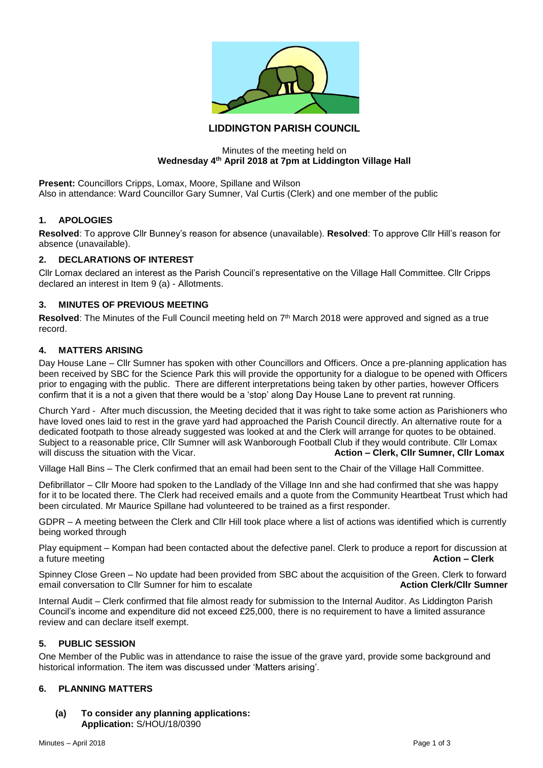# LIDDINGTON PARISH COUNCIL

Minutes of the meeting held on
**Wednesday 4th April 2018 at 7pm at Liddington Village Hall**

**Present:** Councillors Cripps, Lomax, Moore, Spillane and Wilson
Also in attendance: Ward Councillor Gary Sumner, Val Curtis (Clerk) and one member of the public

## 1. APOLOGIES

**Resolved**: To approve Cllr Bunney's reason for absence (unavailable). **Resolved**: To approve Cllr Hill's reason for absence (unavailable).

## 2. DECLARATIONS OF INTEREST

Cllr Lomax declared an interest as the Parish Council's representative on the Village Hall Committee. Cllr Cripps declared an interest in Item 9 (a) - Allotments.

## 3. MINUTES OF PREVIOUS MEETING

**Resolved**: The Minutes of the Full Council meeting held on 7th March 2018 were approved and signed as a true record.

## 4. MATTERS ARISING

Day House Lane – Cllr Sumner has spoken with other Councillors and Officers. Once a pre-planning application has been received by SBC for the Science Park this will provide the opportunity for a dialogue to be opened with Officers prior to engaging with the public. There are different interpretations being taken by other parties, however Officers confirm that it is a not a given that there would be a 'stop' along Day House Lane to prevent rat running.

Church Yard - After much discussion, the Meeting decided that it was right to take some action as Parishioners who have loved ones laid to rest in the grave yard had approached the Parish Council directly. An alternative route for a dedicated footpath to those already suggested was looked at and the Clerk will arrange for quotes to be obtained. Subject to a reasonable price, Cllr Sumner will ask Wanborough Football Club if they would contribute. Cllr Lomax will discuss the situation with the Vicar. **Action – Clerk, Cllr Sumner, Cllr Lomax**

Village Hall Bins – The Clerk confirmed that an email had been sent to the Chair of the Village Hall Committee.

Defibrillator – Cllr Moore had spoken to the Landlady of the Village Inn and she had confirmed that she was happy for it to be located there. The Clerk had received emails and a quote from the Community Heartbeat Trust which had been circulated. Mr Maurice Spillane had volunteered to be trained as a first responder.

GDPR – A meeting between the Clerk and Cllr Hill took place where a list of actions was identified which is currently being worked through

Play equipment – Kompan had been contacted about the defective panel. Clerk to produce a report for discussion at a future meeting **Action – Clerk**

Spinney Close Green – No update had been provided from SBC about the acquisition of the Green. Clerk to forward email conversation to Cllr Sumner for him to escalate **Action Clerk/Cllr Sumner**

Internal Audit – Clerk confirmed that file almost ready for submission to the Internal Auditor. As Liddington Parish Council's income and expenditure did not exceed £25,000, there is no requirement to have a limited assurance review and can declare itself exempt.

## 5. PUBLIC SESSION

One Member of the Public was in attendance to raise the issue of the grave yard, provide some background and historical information. The item was discussed under 'Matters arising'.

## 6. PLANNING MATTERS

**(a) To consider any planning applications:**
**Application:** S/HOU/18/0390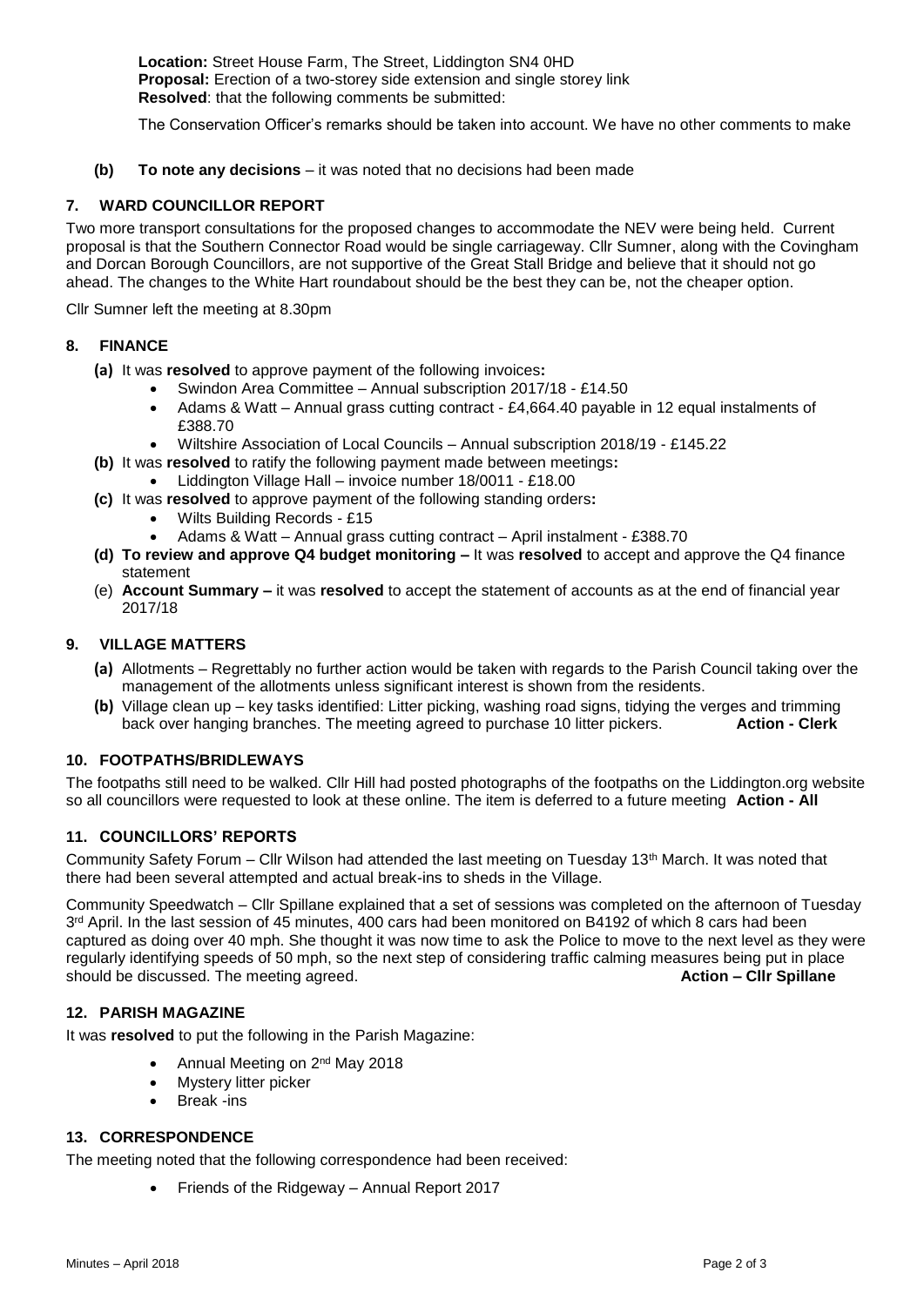**Location:** Street House Farm, The Street, Liddington SN4 0HD
**Proposal:** Erection of a two-storey side extension and single storey link
**Resolved**: that the following comments be submitted:

The Conservation Officer's remarks should be taken into account. We have no other comments to make

**(b) To note any decisions** – it was noted that no decisions had been made

## 7. WARD COUNCILLOR REPORT

Two more transport consultations for the proposed changes to accommodate the NEV were being held. Current proposal is that the Southern Connector Road would be single carriageway. Cllr Sumner, along with the Covingham and Dorcan Borough Councillors, are not supportive of the Great Stall Bridge and believe that it should not go ahead. The changes to the White Hart roundabout should be the best they can be, not the cheaper option.

Cllr Sumner left the meeting at 8.30pm

## 8. FINANCE

**(a)** It was **resolved** to approve payment of the following invoices**:**
- Swindon Area Committee – Annual subscription 2017/18 - £14.50
- Adams & Watt – Annual grass cutting contract - £4,664.40 payable in 12 equal instalments of £388.70
- Wiltshire Association of Local Councils – Annual subscription 2018/19 - £145.22

**(b)** It was **resolved** to ratify the following payment made between meetings**:**
- Liddington Village Hall – invoice number 18/0011 - £18.00

**(c)** It was **resolved** to approve payment of the following standing orders**:**
- Wilts Building Records - £15
- Adams & Watt – Annual grass cutting contract – April instalment - £388.70

**(d) To review and approve Q4 budget monitoring –** It was **resolved** to accept and approve the Q4 finance statement

(e) **Account Summary –** it was **resolved** to accept the statement of accounts as at the end of financial year 2017/18

## 9. VILLAGE MATTERS

**(a)** Allotments – Regrettably no further action would be taken with regards to the Parish Council taking over the management of the allotments unless significant interest is shown from the residents.

**(b)** Village clean up – key tasks identified: Litter picking, washing road signs, tidying the verges and trimming back over hanging branches. The meeting agreed to purchase 10 litter pickers. **Action - Clerk**

## 10. FOOTPATHS/BRIDLEWAYS

The footpaths still need to be walked. Cllr Hill had posted photographs of the footpaths on the Liddington.org website so all councillors were requested to look at these online. The item is deferred to a future meeting **Action - All**

## 11. COUNCILLORS' REPORTS

Community Safety Forum – Cllr Wilson had attended the last meeting on Tuesday 13th March. It was noted that there had been several attempted and actual break-ins to sheds in the Village.

Community Speedwatch – Cllr Spillane explained that a set of sessions was completed on the afternoon of Tuesday 3rd April. In the last session of 45 minutes, 400 cars had been monitored on B4192 of which 8 cars had been captured as doing over 40 mph. She thought it was now time to ask the Police to move to the next level as they were regularly identifying speeds of 50 mph, so the next step of considering traffic calming measures being put in place should be discussed. The meeting agreed. **Action – Cllr Spillane**

## 12. PARISH MAGAZINE

It was **resolved** to put the following in the Parish Magazine:

- Annual Meeting on 2nd May 2018
- Mystery litter picker
- Break -ins

## 13. CORRESPONDENCE

The meeting noted that the following correspondence had been received:

- Friends of the Ridgeway – Annual Report 2017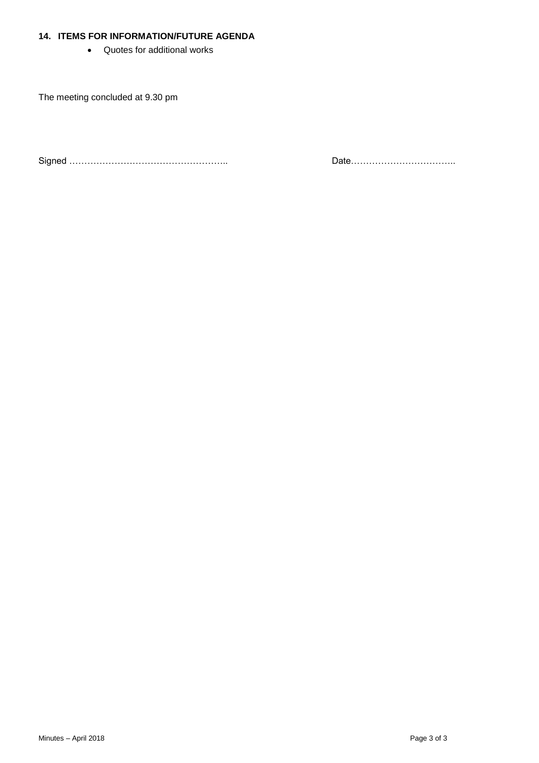### 14. ITEMS FOR INFORMATION/FUTURE AGENDA

- Quotes for additional works

The meeting concluded at 9.30 pm

Signed ……………………………………………..                                        Date……………………………..